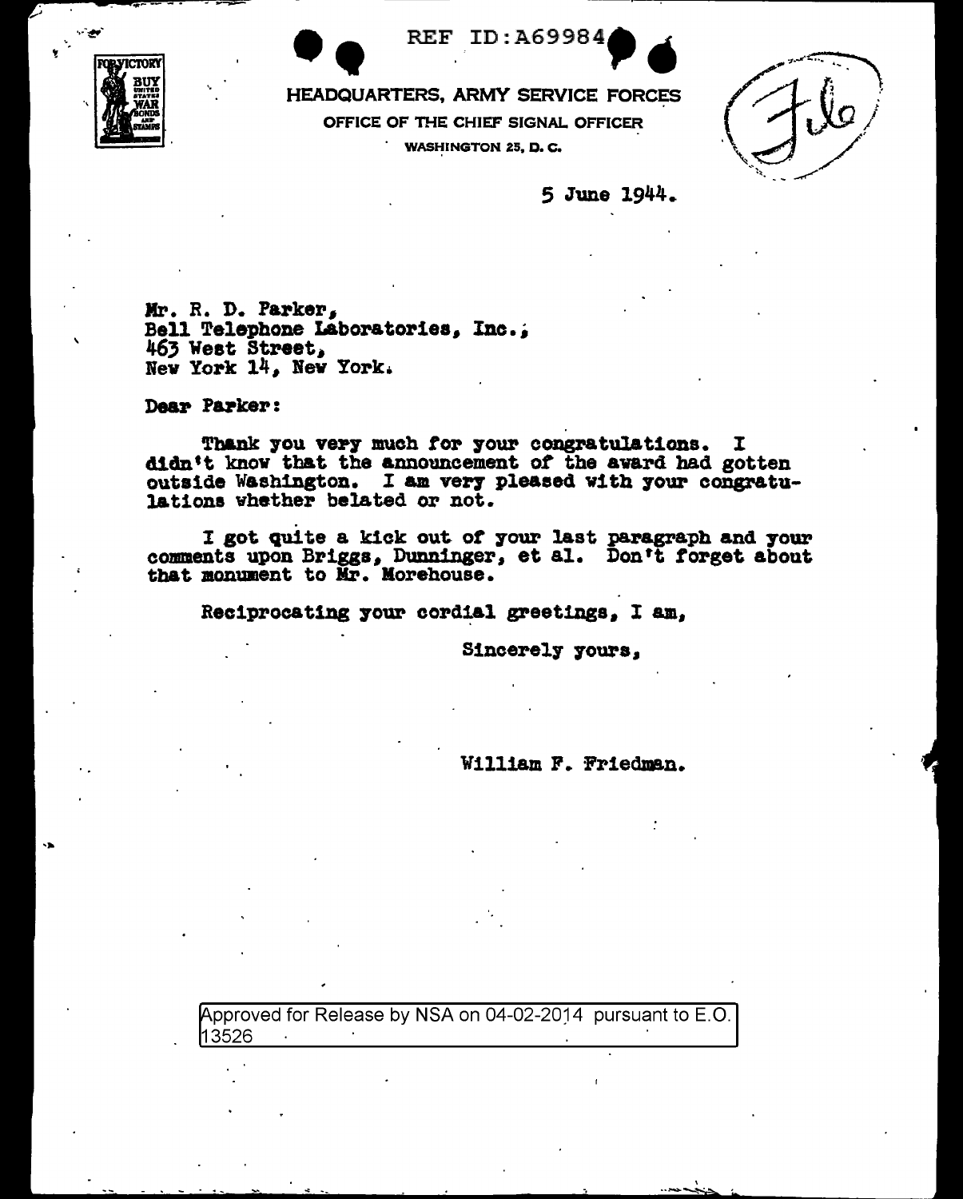REF ID:A69984

HEADQUARTERS, ARMY SERVICE FORCES

OFFICE OF THE CHIEF SIGNAL OFFICER

WASHINGTON 25, D. C.

File

5 June 1944.

Mr. R. D. Parker,
Bell Telephone Laboratories, Inc.,
463 West Street,
New York 14, New York.

Dear Parker:

Thank you very much for your congratulations. I didn't know that the announcement of the award had gotten outside Washington. I am very pleased with your congratulations whether belated or not.

I got quite a kick out of your last paragraph and your comments upon Briggs, Dunninger, et al. Don't forget about that monument to Mr. Morehouse.

Reciprocating your cordial greetings, I am,

Sincerely yours,

William F. Friedman.

Approved for Release by NSA on 04-02-2014 pursuant to E.O. 13526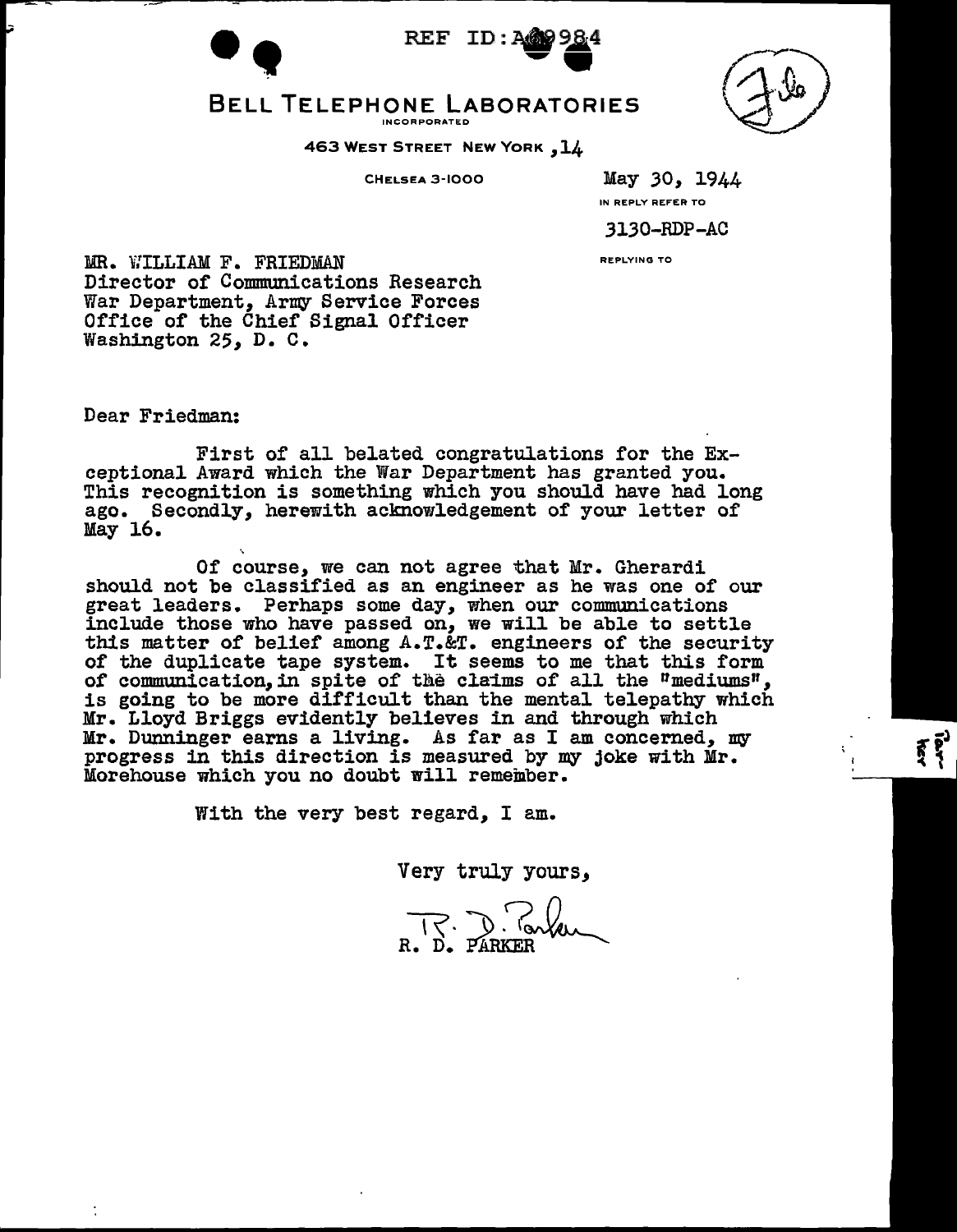REF ID:A69984

# BELL TELEPHONE LABORATORIES

INCORPORATED

463 WEST STREET NEW YORK, 14

CHELSEA 3-1000

May 30, 1944

IN REPLY REFER TO

3130-RDP-AC

REPLYING TO

MR. WILLIAM F. FRIEDMAN
Director of Communications Research
War Department, Army Service Forces
Office of the Chief Signal Officer
Washington 25, D. C.

Dear Friedman:

First of all belated congratulations for the Exceptional Award which the War Department has granted you. This recognition is something which you should have had long ago. Secondly, herewith acknowledgement of your letter of May 16.

Of course, we can not agree that Mr. Gherardi should not be classified as an engineer as he was one of our great leaders. Perhaps some day, when our communications include those who have passed on, we will be able to settle this matter of belief among A.T.&T. engineers of the security of the duplicate tape system. It seems to me that this form of communication, in spite of the claims of all the "mediums", is going to be more difficult than the mental telepathy which Mr. Lloyd Briggs evidently believes in and through which Mr. Dunninger earns a living. As far as I am concerned, my progress in this direction is measured by my joke with Mr. Morehouse which you no doubt will remember.

With the very best regard, I am.

Very truly yours,

R. D. Parker
R. D. PARKER